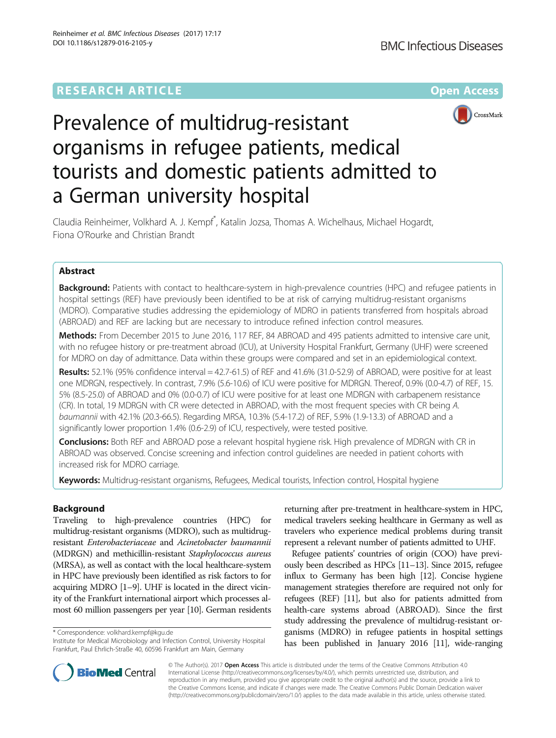RESEARCH ARTICLE Open Access

# Prevalence of multidrug-resistant organisms in refugee patients, medical tourists and domestic patients admitted to a German university hospital

Claudia Reinheimer, Volkhard A. J. Kempf[*], Katalin Jozsa, Thomas A. Wichelhaus, Michael Hogardt, Fiona O'Rourke and Christian Brandt

## Abstract

**Background:** Patients with contact to healthcare-system in high-prevalence countries (HPC) and refugee patients in hospital settings (REF) have previously been identified to be at risk of carrying multidrug-resistant organisms (MDRO). Comparative studies addressing the epidemiology of MDRO in patients transferred from hospitals abroad (ABROAD) and REF are lacking but are necessary to introduce refined infection control measures.

**Methods:** From December 2015 to June 2016, 117 REF, 84 ABROAD and 495 patients admitted to intensive care unit, with no refugee history or pre-treatment abroad (ICU), at University Hospital Frankfurt, Germany (UHF) were screened for MDRO on day of admittance. Data within these groups were compared and set in an epidemiological context.

**Results:** 52.1% (95% confidence interval = 42.7-61.5) of REF and 41.6% (31.0-52.9) of ABROAD, were positive for at least one MDRGN, respectively. In contrast, 7.9% (5.6-10.6) of ICU were positive for MDRGN. Thereof, 0.9% (0.0-4.7) of REF, 15.5% (8.5-25.0) of ABROAD and 0% (0.0-0.7) of ICU were positive for at least one MDRGN with carbapenem resistance (CR). In total, 19 MDRGN with CR were detected in ABROAD, with the most frequent species with CR being *A. baumannii* with 42.1% (20.3-66.5). Regarding MRSA, 10.3% (5.4-17.2) of REF, 5.9% (1.9-13.3) of ABROAD and a significantly lower proportion 1.4% (0.6-2.9) of ICU, respectively, were tested positive.

**Conclusions:** Both REF and ABROAD pose a relevant hospital hygiene risk. High prevalence of MDRGN with CR in ABROAD was observed. Concise screening and infection control guidelines are needed in patient cohorts with increased risk for MDRO carriage.

**Keywords:** Multidrug-resistant organisms, Refugees, Medical tourists, Infection control, Hospital hygiene

## Background

Traveling to high-prevalence countries (HPC) for multidrug-resistant organisms (MDRO), such as multidrug-resistant *Enterobacteriaceae* and *Acinetobacter baumannii* (MDRGN) and methicillin-resistant *Staphylococcus aureus* (MRSA), as well as contact with the local healthcare-system in HPC have previously been identified as risk factors to for acquiring MDRO [1–9]. UHF is located in the direct vicinity of the Frankfurt international airport which processes almost 60 million passengers per year [10]. German residents returning after pre-treatment in healthcare-system in HPC, medical travelers seeking healthcare in Germany as well as travelers who experience medical problems during transit represent a relevant number of patients admitted to UHF.

Refugee patients' countries of origin (COO) have previously been described as HPCs [11–13]. Since 2015, refugee influx to Germany has been high [12]. Concise hygiene management strategies therefore are required not only for refugees (REF) [11], but also for patients admitted from health-care systems abroad (ABROAD). Since the first study addressing the prevalence of multidrug-resistant organisms (MDRO) in refugee patients in hospital settings has been published in January 2016 [11], wide-ranging

[*] Correspondence: volkhard.kempf@kgu.de
Institute for Medical Microbiology and Infection Control, University Hospital Frankfurt, Paul Ehrlich-Straße 40, 60596 Frankfurt am Main, Germany

© The Author(s). 2017 **Open Access** This article is distributed under the terms of the Creative Commons Attribution 4.0 International License (http://creativecommons.org/licenses/by/4.0/), which permits unrestricted use, distribution, and reproduction in any medium, provided you give appropriate credit to the original author(s) and the source, provide a link to the Creative Commons license, and indicate if changes were made. The Creative Commons Public Domain Dedication waiver (http://creativecommons.org/publicdomain/zero/1.0/) applies to the data made available in this article, unless otherwise stated.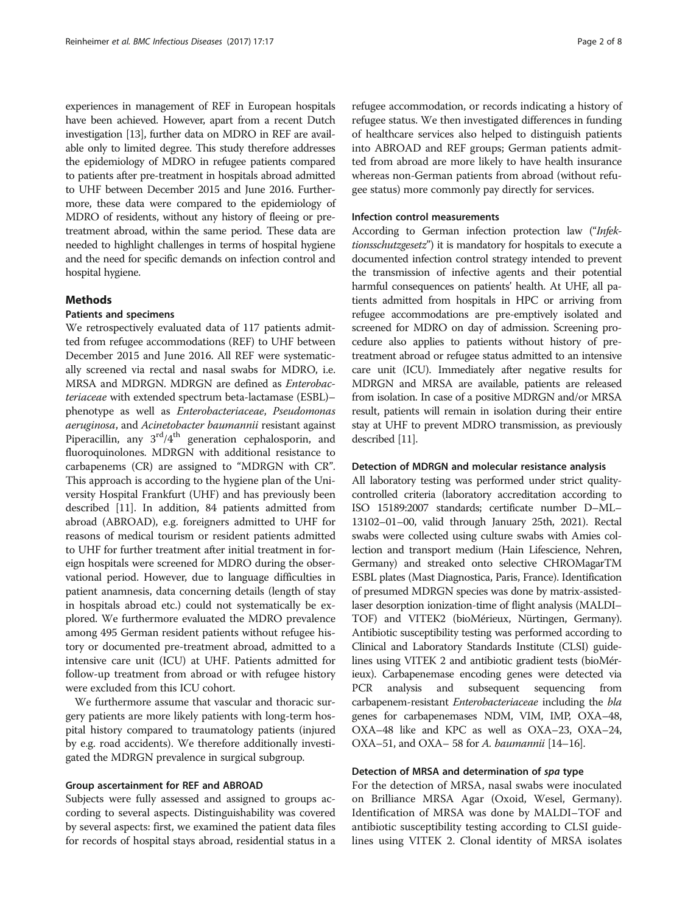experiences in management of REF in European hospitals have been achieved. However, apart from a recent Dutch investigation [13], further data on MDRO in REF are available only to limited degree. This study therefore addresses the epidemiology of MDRO in refugee patients compared to patients after pre-treatment in hospitals abroad admitted to UHF between December 2015 and June 2016. Furthermore, these data were compared to the epidemiology of MDRO of residents, without any history of fleeing or pre-treatment abroad, within the same period. These data are needed to highlight challenges in terms of hospital hygiene and the need for specific demands on infection control and hospital hygiene.

## Methods

### Patients and specimens

We retrospectively evaluated data of 117 patients admitted from refugee accommodations (REF) to UHF between December 2015 and June 2016. All REF were systematically screened via rectal and nasal swabs for MDRO, i.e. MRSA and MDRGN. MDRGN are defined as *Enterobacteriaceae* with extended spectrum beta-lactamase (ESBL)–phenotype as well as *Enterobacteriaceae*, *Pseudomonas aeruginosa*, and *Acinetobacter baumannii* resistant against Piperacillin, any 3[rd]/4[th] generation cephalosporin, and fluoroquinolones. MDRGN with additional resistance to carbapenems (CR) are assigned to "MDRGN with CR". This approach is according to the hygiene plan of the University Hospital Frankfurt (UHF) and has previously been described [11]. In addition, 84 patients admitted from abroad (ABROAD), e.g. foreigners admitted to UHF for reasons of medical tourism or resident patients admitted to UHF for further treatment after initial treatment in foreign hospitals were screened for MDRO during the observational period. However, due to language difficulties in patient anamnesis, data concerning details (length of stay in hospitals abroad etc.) could not systematically be explored. We furthermore evaluated the MDRO prevalence among 495 German resident patients without refugee history or documented pre-treatment abroad, admitted to a intensive care unit (ICU) at UHF. Patients admitted for follow-up treatment from abroad or with refugee history were excluded from this ICU cohort.

We furthermore assume that vascular and thoracic surgery patients are more likely patients with long-term hospital history compared to traumatology patients (injured by e.g. road accidents). We therefore additionally investigated the MDRGN prevalence in surgical subgroup.

### Group ascertainment for REF and ABROAD

Subjects were fully assessed and assigned to groups according to several aspects. Distinguishability was covered by several aspects: first, we examined the patient data files for records of hospital stays abroad, residential status in a refugee accommodation, or records indicating a history of refugee status. We then investigated differences in funding of healthcare services also helped to distinguish patients into ABROAD and REF groups; German patients admitted from abroad are more likely to have health insurance whereas non-German patients from abroad (without refugee status) more commonly pay directly for services.

### Infection control measurements

According to German infection protection law ("*Infektionsschutzgesetz*") it is mandatory for hospitals to execute a documented infection control strategy intended to prevent the transmission of infective agents and their potential harmful consequences on patients' health. At UHF, all patients admitted from hospitals in HPC or arriving from refugee accommodations are pre-emptively isolated and screened for MDRO on day of admission. Screening procedure also applies to patients without history of pre-treatment abroad or refugee status admitted to an intensive care unit (ICU). Immediately after negative results for MDRGN and MRSA are available, patients are released from isolation. In case of a positive MDRGN and/or MRSA result, patients will remain in isolation during their entire stay at UHF to prevent MDRO transmission, as previously described [11].

### Detection of MDRGN and molecular resistance analysis

All laboratory testing was performed under strict quality-controlled criteria (laboratory accreditation according to ISO 15189:2007 standards; certificate number D–ML–13102–01–00, valid through January 25th, 2021). Rectal swabs were collected using culture swabs with Amies collection and transport medium (Hain Lifescience, Nehren, Germany) and streaked onto selective CHROMagarTM ESBL plates (Mast Diagnostica, Paris, France). Identification of presumed MDRGN species was done by matrix-assisted-laser desorption ionization-time of flight analysis (MALDI–TOF) and VITEK2 (bioMérieux, Nürtingen, Germany). Antibiotic susceptibility testing was performed according to Clinical and Laboratory Standards Institute (CLSI) guidelines using VITEK 2 and antibiotic gradient tests (bioMérieux). Carbapenemase encoding genes were detected via PCR analysis and subsequent sequencing from carbapenem-resistant *Enterobacteriaceae* including the *bla* genes for carbapenemases NDM, VIM, IMP, OXA–48, OXA–48 like and KPC as well as OXA–23, OXA–24, OXA–51, and OXA– 58 for *A. baumannii* [14–16].

### Detection of MRSA and determination of *spa* type

For the detection of MRSA, nasal swabs were inoculated on Brilliance MRSA Agar (Oxoid, Wesel, Germany). Identification of MRSA was done by MALDI–TOF and antibiotic susceptibility testing according to CLSI guidelines using VITEK 2. Clonal identity of MRSA isolates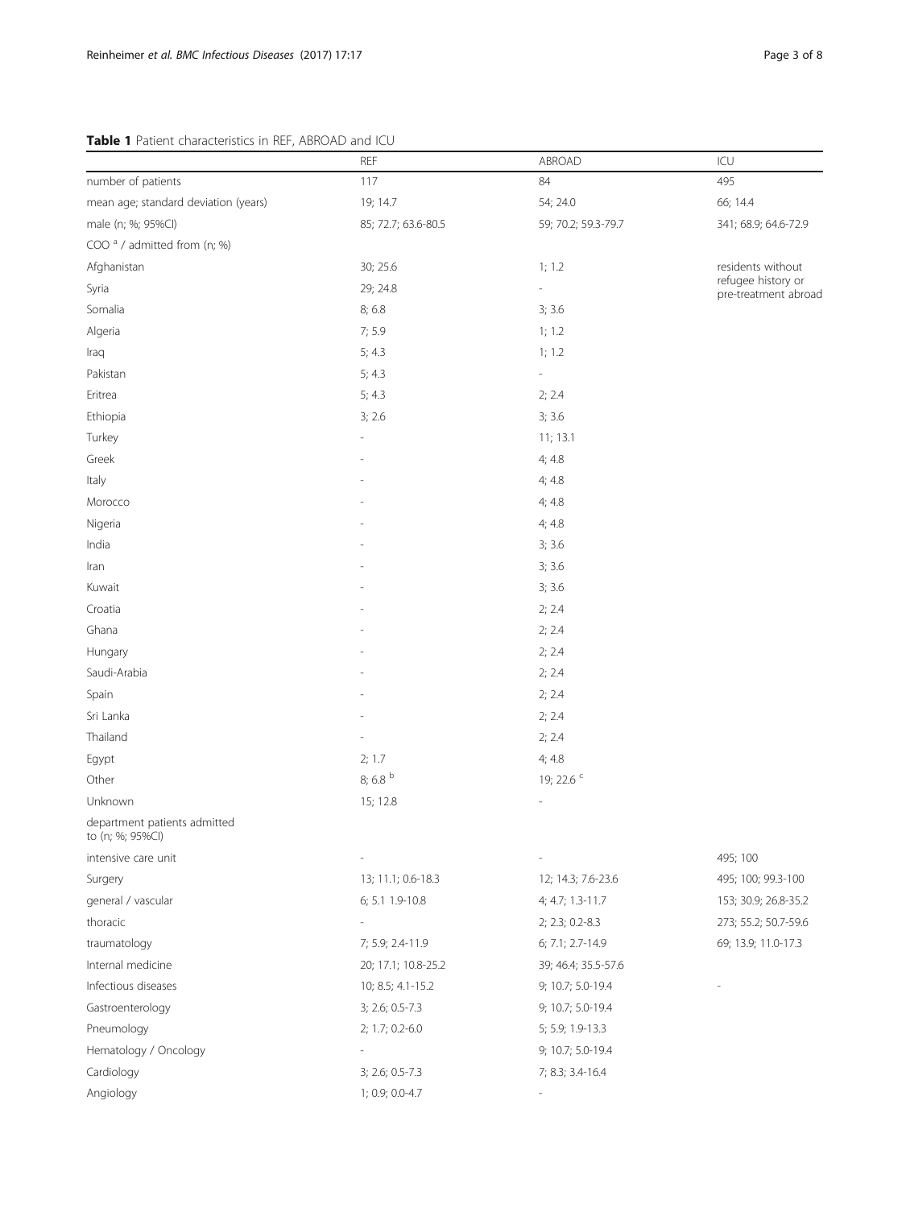**Table 1** Patient characteristics in REF, ABROAD and ICU

| | REF | ABROAD | ICU |
|---|---|---|---|
| number of patients | 117 | 84 | 495 |
| mean age; standard deviation (years) | 19; 14.7 | 54; 24.0 | 66; 14.4 |
| male (n; %; 95%CI) | 85; 72.7; 63.6-80.5 | 59; 70.2; 59.3-79.7 | 341; 68.9; 64.6-72.9 |
| COO [a] / admitted from (n; %) | | | |
| Afghanistan | 30; 25.6 | 1; 1.2 | residents without refugee history or pre-treatment abroad |
| Syria | 29; 24.8 | - | |
| Somalia | 8; 6.8 | 3; 3.6 | |
| Algeria | 7; 5.9 | 1; 1.2 | |
| Iraq | 5; 4.3 | 1; 1.2 | |
| Pakistan | 5; 4.3 | - | |
| Eritrea | 5; 4.3 | 2; 2.4 | |
| Ethiopia | 3; 2.6 | 3; 3.6 | |
| Turkey | - | 11; 13.1 | |
| Greek | - | 4; 4.8 | |
| Italy | - | 4; 4.8 | |
| Morocco | - | 4; 4.8 | |
| Nigeria | - | 4; 4.8 | |
| India | - | 3; 3.6 | |
| Iran | - | 3; 3.6 | |
| Kuwait | - | 3; 3.6 | |
| Croatia | - | 2; 2.4 | |
| Ghana | - | 2; 2.4 | |
| Hungary | - | 2; 2.4 | |
| Saudi-Arabia | - | 2; 2.4 | |
| Spain | - | 2; 2.4 | |
| Sri Lanka | - | 2; 2.4 | |
| Thailand | - | 2; 2.4 | |
| Egypt | 2; 1.7 | 4; 4.8 | |
| Other | 8; 6.8 [b] | 19; 22.6 [c] | |
| Unknown | 15; 12.8 | - | |
| department patients admitted to (n; %; 95%CI) | | | |
| intensive care unit | - | - | 495; 100 |
| Surgery | 13; 11.1; 0.6-18.3 | 12; 14.3; 7.6-23.6 | 495; 100; 99.3-100 |
| general / vascular | 6; 5.1 1.9-10.8 | 4; 4.7; 1.3-11.7 | 153; 30.9; 26.8-35.2 |
| thoracic | - | 2; 2.3; 0.2-8.3 | 273; 55.2; 50.7-59.6 |
| traumatology | 7; 5.9; 2.4-11.9 | 6; 7.1; 2.7-14.9 | 69; 13.9; 11.0-17.3 |
| Internal medicine | 20; 17.1; 10.8-25.2 | 39; 46.4; 35.5-57.6 | |
| Infectious diseases | 10; 8.5; 4.1-15.2 | 9; 10.7; 5.0-19.4 | - |
| Gastroenterology | 3; 2.6; 0.5-7.3 | 9; 10.7; 5.0-19.4 | |
| Pneumology | 2; 1.7; 0.2-6.0 | 5; 5.9; 1.9-13.3 | |
| Hematology / Oncology | - | 9; 10.7; 5.0-19.4 | |
| Cardiology | 3; 2.6; 0.5-7.3 | 7; 8.3; 3.4-16.4 | |
| Angiology | 1; 0.9; 0.0-4.7 | - | |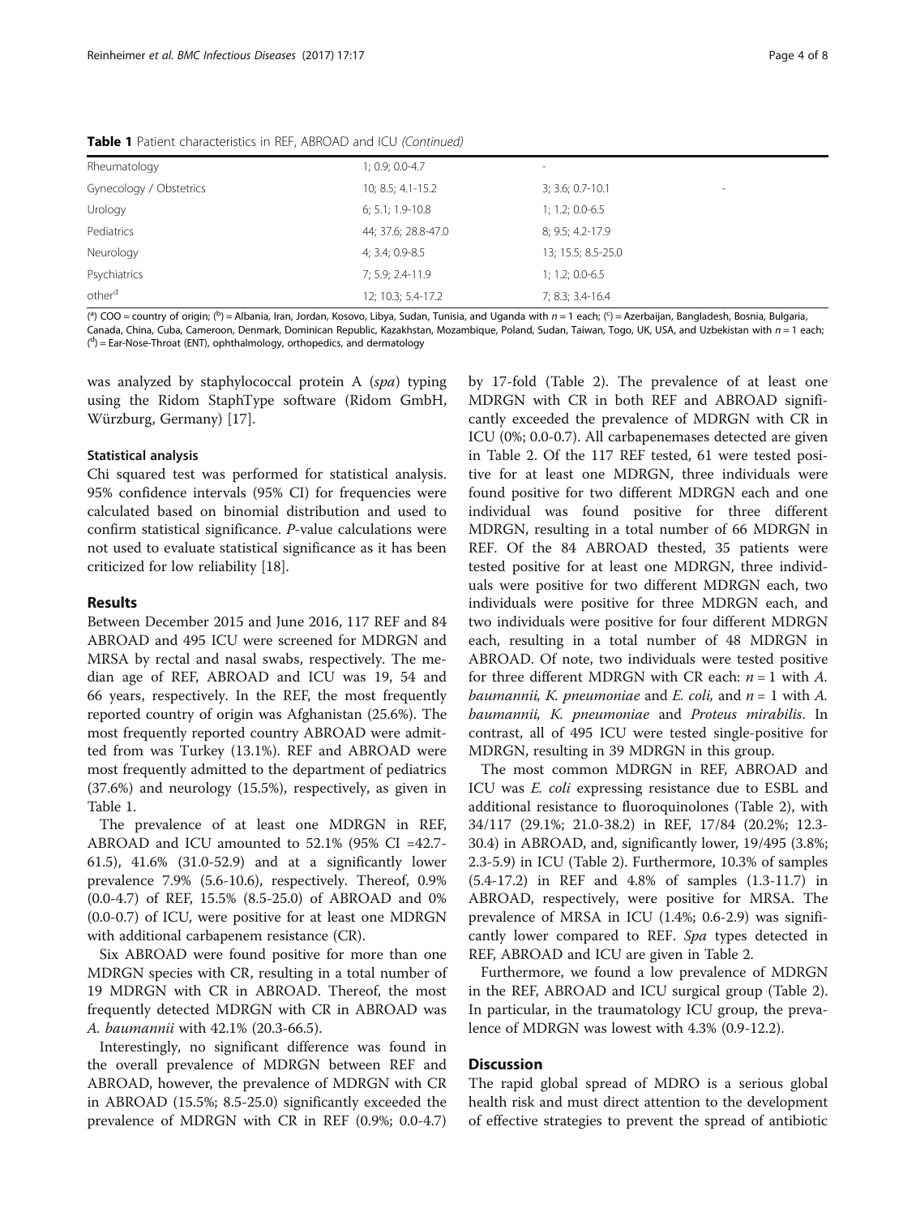**Table 1** Patient characteristics in REF, ABROAD and ICU *(Continued)*

| | | | |
|---|---|---|---|
| Rheumatology | 1; 0.9; 0.0-4.7 | - | |
| Gynecology / Obstetrics | 10; 8.5; 4.1-15.2 | 3; 3.6; 0.7-10.1 | - |
| Urology | 6; 5.1; 1.9-10.8 | 1; 1.2; 0.0-6.5 | |
| Pediatrics | 44; 37.6; 28.8-47.0 | 8; 9.5; 4.2-17.9 | |
| Neurology | 4; 3.4; 0.9-8.5 | 13; 15.5; 8.5-25.0 | |
| Psychiatrics | 7; 5.9; 2.4-11.9 | 1; 1.2; 0.0-6.5 | |
| other[d] | 12; 10.3; 5.4-17.2 | 7; 8.3; 3.4-16.4 | |

([a]) COO = country of origin; ([b]) = Albania, Iran, Jordan, Kosovo, Libya, Sudan, Tunisia, and Uganda with $n = 1$ each; ([c]) = Azerbaijan, Bangladesh, Bosnia, Bulgaria, Canada, China, Cuba, Cameroon, Denmark, Dominican Republic, Kazakhstan, Mozambique, Poland, Sudan, Taiwan, Togo, UK, USA, and Uzbekistan with $n = 1$ each; ([d]) = Ear-Nose-Throat (ENT), ophthalmology, orthopedics, and dermatology

was analyzed by staphylococcal protein A (*spa*) typing using the Ridom StaphType software (Ridom GmbH, Würzburg, Germany) [17].

### Statistical analysis

Chi squared test was performed for statistical analysis. 95% confidence intervals (95% CI) for frequencies were calculated based on binomial distribution and used to confirm statistical significance. P-value calculations were not used to evaluate statistical significance as it has been criticized for low reliability [18].

## Results

Between December 2015 and June 2016, 117 REF and 84 ABROAD and 495 ICU were screened for MDRGN and MRSA by rectal and nasal swabs, respectively. The median age of REF, ABROAD and ICU was 19, 54 and 66 years, respectively. In the REF, the most frequently reported country of origin was Afghanistan (25.6%). The most frequently reported country ABROAD were admitted from was Turkey (13.1%). REF and ABROAD were most frequently admitted to the department of pediatrics (37.6%) and neurology (15.5%), respectively, as given in Table 1.

The prevalence of at least one MDRGN in REF, ABROAD and ICU amounted to 52.1% (95% CI =42.7-61.5), 41.6% (31.0-52.9) and at a significantly lower prevalence 7.9% (5.6-10.6), respectively. Thereof, 0.9% (0.0-4.7) of REF, 15.5% (8.5-25.0) of ABROAD and 0% (0.0-0.7) of ICU, were positive for at least one MDRGN with additional carbapenem resistance (CR).

Six ABROAD were found positive for more than one MDRGN species with CR, resulting in a total number of 19 MDRGN with CR in ABROAD. Thereof, the most frequently detected MDRGN with CR in ABROAD was *A. baumannii* with 42.1% (20.3-66.5).

Interestingly, no significant difference was found in the overall prevalence of MDRGN between REF and ABROAD, however, the prevalence of MDRGN with CR in ABROAD (15.5%; 8.5-25.0) significantly exceeded the prevalence of MDRGN with CR in REF (0.9%; 0.0-4.7) by 17-fold (Table 2). The prevalence of at least one MDRGN with CR in both REF and ABROAD significantly exceeded the prevalence of MDRGN with CR in ICU (0%; 0.0-0.7). All carbapenemases detected are given in Table 2. Of the 117 REF tested, 61 were tested positive for at least one MDRGN, three individuals were found positive for two different MDRGN each and one individual was found positive for three different MDRGN, resulting in a total number of 66 MDRGN in REF. Of the 84 ABROAD thested, 35 patients were tested positive for at least one MDRGN, three individuals were positive for two different MDRGN each, two individuals were positive for three MDRGN each, and two individuals were positive for four different MDRGN each, resulting in a total number of 48 MDRGN in ABROAD. Of note, two individuals were tested positive for three different MDRGN with CR each: $n = 1$ with *A. baumannii, K. pneumoniae* and *E. coli,* and $n = 1$ with *A. baumannii, K. pneumoniae* and *Proteus mirabilis*. In contrast, all of 495 ICU were tested single-positive for MDRGN, resulting in 39 MDRGN in this group.

The most common MDRGN in REF, ABROAD and ICU was *E. coli* expressing resistance due to ESBL and additional resistance to fluoroquinolones (Table 2), with 34/117 (29.1%; 21.0-38.2) in REF, 17/84 (20.2%; 12.3-30.4) in ABROAD, and, significantly lower, 19/495 (3.8%; 2.3-5.9) in ICU (Table 2). Furthermore, 10.3% of samples (5.4-17.2) in REF and 4.8% of samples (1.3-11.7) in ABROAD, respectively, were positive for MRSA. The prevalence of MRSA in ICU (1.4%; 0.6-2.9) was significantly lower compared to REF. *Spa* types detected in REF, ABROAD and ICU are given in Table 2.

Furthermore, we found a low prevalence of MDRGN in the REF, ABROAD and ICU surgical group (Table 2). In particular, in the traumatology ICU group, the prevalence of MDRGN was lowest with 4.3% (0.9-12.2).

## Discussion

The rapid global spread of MDRO is a serious global health risk and must direct attention to the development of effective strategies to prevent the spread of antibiotic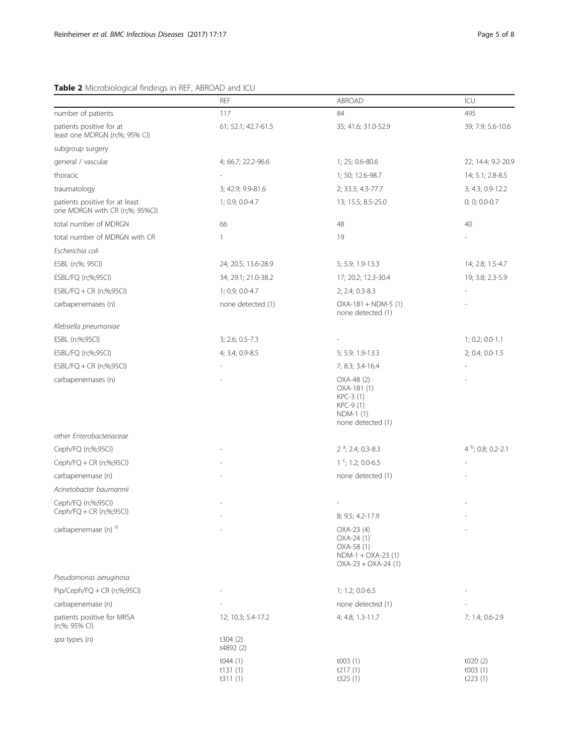**Table 2** Microbiological findings in REF, ABROAD and ICU

| | REF | ABROAD | ICU |
|---|---|---|---|
| number of patients | 117 | 84 | 495 |
| patients positive for at least one MDRGN (n;%; 95% CI) | 61; 52.1; 42.7-61.5 | 35; 41.6; 31.0-52.9 | 39; 7.9; 5.6-10.6 |
| subgroup surgery | | | |
| general / vascular | 4; 66.7; 22.2-96.6 | 1; 25; 0.6-80.6 | 22; 14.4; 9.2-20.9 |
| thoracic | - | 1; 50; 12.6-98.7 | 14; 5.1; 2.8-8.5 |
| traumatology | 3; 42.9; 9.9-81.6 | 2; 33.3; 4.3-77.7 | 3; 4.3; 0.9-12.2 |
| patients positive for at least one MDRGN with CR (n;%; 95%CI) | 1; 0.9; 0.0-4.7 | 13; 15.5; 8.5-25.0 | 0; 0; 0.0-0.7 |
| total number of MDRGN | 66 | 48 | 40 |
| total number of MDRGN with CR | 1 | 19 | - |
| *Escherichia coli* | | | |
| ESBL (n;%; 95CI) | 24; 20.5; 13.6-28.9 | 5; 5.9; 1.9-13.3 | 14; 2.8; 1.5-4.7 |
| ESBL/FQ (n;%;95CI) | 34; 29.1; 21.0-38.2 | 17; 20.2; 12.3-30.4 | 19; 3.8; 2.3-5.9 |
| ESBL/FQ + CR (n;%;95CI) | 1; 0.9; 0.0-4.7 | 2; 2.4; 0.3-8.3 | - |
| carbapenemases (n) | none detected (1) | OXA-181 + NDM-5 (1)<br>none detected (1) | - |
| *Klebsiella pneumoniae* | | | |
| ESBL (n;%;95CI) | 3; 2.6; 0.5-7.3 | - | 1; 0.2; 0.0-1.1 |
| ESBL/FQ (n;%;95CI) | 4; 3.4; 0.9-8.5 | 5; 5.9; 1.9-13.3 | 2; 0.4; 0.0-1.5 |
| ESBL/FQ + CR (n;%;95CI) | - | 7; 8.3; 3.4-16.4 | - |
| carbapenemases (n) | - | OXA-48 (2)<br>OXA-181 (1)<br>KPC-3 (1)<br>KPC-9 (1)<br>NDM-1 (1)<br>none detected (1) | - |
| other *Enterobacteriaceae* | | | |
| Ceph/FQ (n;%;95CI) | - | 2 [a]; 2.4; 0.3-8.3 | 4 [b]; 0.8; 0.2-2.1 |
| Ceph/FQ + CR (n;%;95CI) | - | 1 [c]; 1.2; 0.0-6.5 | - |
| carbapenemase (n) | - | none detected (1) | - |
| *Acinetobacter baumannii* | | | |
| Ceph/FQ (n;%;95CI) | - | - | - |
| Ceph/FQ + CR (n;%;95CI) | - | 8; 9.5; 4.2-17.9 | - |
| carbapenemase (n) [d] | - | OXA-23 (4)<br>OXA-24 (1)<br>OXA-58 (1)<br>NDM-1 + OXA-23 (1)<br>OXA-23 + OXA-24 (1) | - |
| *Pseudomonas aeruginosa* | | | |
| Pip/Ceph/FQ + CR (n;%;95CI) | - | 1; 1.2; 0.0-6.5 | - |
| carbapenemase (n) | - | none detected (1) | - |
| patients positive for MRSA (n;%; 95% CI) | 12; 10.3; 5.4-17.2 | 4; 4.8; 1.3-11.7 | 7; 1.4; 0.6-2.9 |
| *spa* types (n) | t304 (2)<br>t4892 (2) | | |
| | t044 (1)<br>t131 (1)<br>t311 (1) | t003 (1)<br>t217 (1)<br>t325 (1) | t020 (2)<br>t003 (1)<br>t223 (1) |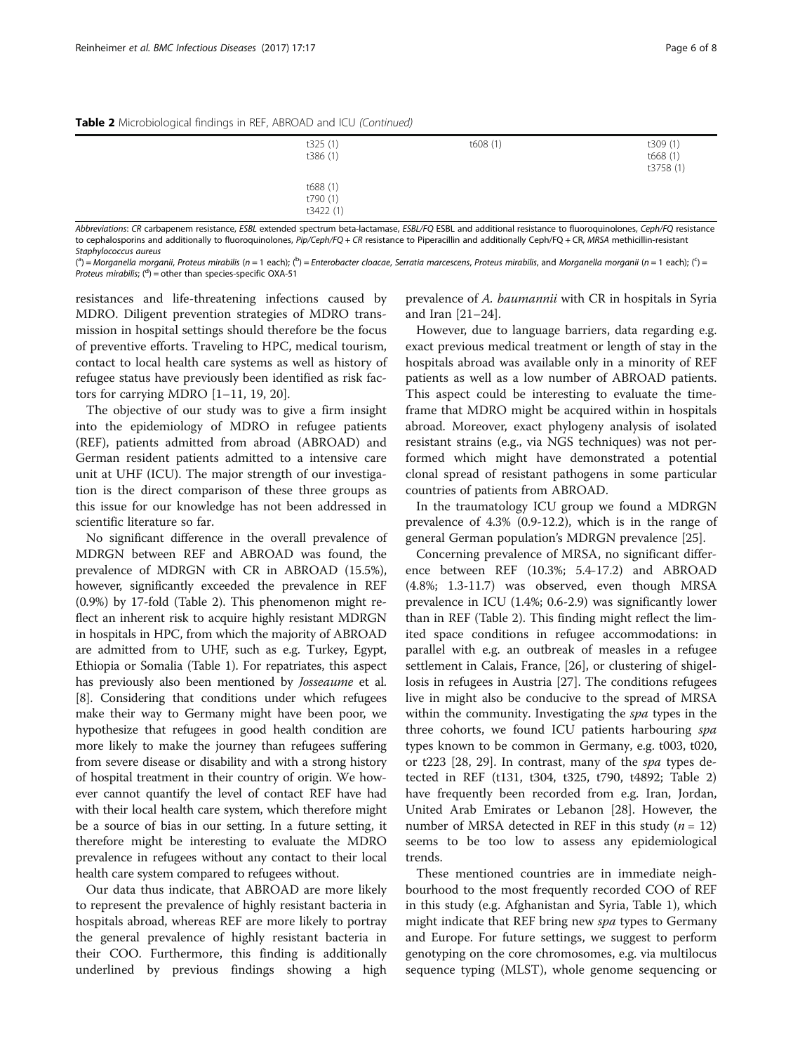**Table 2** Microbiological findings in REF, ABROAD and ICU *(Continued)*

| | | | |
|---|---|---|---|
| | t325 (1)<br>t386 (1) | t608 (1) | t309 (1)<br>t668 (1)<br>t3758 (1) |
| | t688 (1)<br>t790 (1)<br>t3422 (1) | | |

*Abbreviations*: *CR* carbapenem resistance, *ESBL* extended spectrum beta-lactamase, *ESBL/FQ* ESBL and additional resistance to fluoroquinolones, *Ceph/FQ* resistance to cephalosporins and additionally to fluoroquinolones, *Pip/Ceph/FQ + CR* resistance to Piperacillin and additionally Ceph/FQ + CR, *MRSA* methicillin-resistant *Staphylococcus aureus*

([a]) = *Morganella morganii*, *Proteus mirabilis* (*n* = 1 each); ([b]) = *Enterobacter cloacae*, *Serratia marcescens*, *Proteus mirabilis*, and *Morganella morganii* (*n* = 1 each); ([c]) = *Proteus mirabilis*; ([d]) = other than species-specific OXA-51

resistances and life-threatening infections caused by MDRO. Diligent prevention strategies of MDRO transmission in hospital settings should therefore be the focus of preventive efforts. Traveling to HPC, medical tourism, contact to local health care systems as well as history of refugee status have previously been identified as risk factors for carrying MDRO [1–11, 19, 20].

The objective of our study was to give a firm insight into the epidemiology of MDRO in refugee patients (REF), patients admitted from abroad (ABROAD) and German resident patients admitted to a intensive care unit at UHF (ICU). The major strength of our investigation is the direct comparison of these three groups as this issue for our knowledge has not been addressed in scientific literature so far.

No significant difference in the overall prevalence of MDRGN between REF and ABROAD was found, the prevalence of MDRGN with CR in ABROAD (15.5%), however, significantly exceeded the prevalence in REF (0.9%) by 17-fold (Table 2). This phenomenon might reflect an inherent risk to acquire highly resistant MDRGN in hospitals in HPC, from which the majority of ABROAD are admitted from to UHF, such as e.g. Turkey, Egypt, Ethiopia or Somalia (Table 1). For repatriates, this aspect has previously also been mentioned by *Josseaume* et al. [8]. Considering that conditions under which refugees make their way to Germany might have been poor, we hypothesize that refugees in good health condition are more likely to make the journey than refugees suffering from severe disease or disability and with a strong history of hospital treatment in their country of origin. We however cannot quantify the level of contact REF have had with their local health care system, which therefore might be a source of bias in our setting. In a future setting, it therefore might be interesting to evaluate the MDRO prevalence in refugees without any contact to their local health care system compared to refugees without.

Our data thus indicate, that ABROAD are more likely to represent the prevalence of highly resistant bacteria in hospitals abroad, whereas REF are more likely to portray the general prevalence of highly resistant bacteria in their COO. Furthermore, this finding is additionally underlined by previous findings showing a high prevalence of *A. baumannii* with CR in hospitals in Syria and Iran [21–24].

However, due to language barriers, data regarding e.g. exact previous medical treatment or length of stay in the hospitals abroad was available only in a minority of REF patients as well as a low number of ABROAD patients. This aspect could be interesting to evaluate the timeframe that MDRO might be acquired within in hospitals abroad. Moreover, exact phylogeny analysis of isolated resistant strains (e.g., via NGS techniques) was not performed which might have demonstrated a potential clonal spread of resistant pathogens in some particular countries of patients from ABROAD.

In the traumatology ICU group we found a MDRGN prevalence of 4.3% (0.9-12.2), which is in the range of general German population's MDRGN prevalence [25].

Concerning prevalence of MRSA, no significant difference between REF (10.3%; 5.4-17.2) and ABROAD (4.8%; 1.3-11.7) was observed, even though MRSA prevalence in ICU (1.4%; 0.6-2.9) was significantly lower than in REF (Table 2). This finding might reflect the limited space conditions in refugee accommodations: in parallel with e.g. an outbreak of measles in a refugee settlement in Calais, France, [26], or clustering of shigellosis in refugees in Austria [27]. The conditions refugees live in might also be conducive to the spread of MRSA within the community. Investigating the *spa* types in the three cohorts, we found ICU patients harbouring *spa* types known to be common in Germany, e.g. t003, t020, or t223 [28, 29]. In contrast, many of the *spa* types detected in REF (t131, t304, t325, t790, t4892; Table 2) have frequently been recorded from e.g. Iran, Jordan, United Arab Emirates or Lebanon [28]. However, the number of MRSA detected in REF in this study (*n* = 12) seems to be too low to assess any epidemiological trends.

These mentioned countries are in immediate neighbourhood to the most frequently recorded COO of REF in this study (e.g. Afghanistan and Syria, Table 1), which might indicate that REF bring new *spa* types to Germany and Europe. For future settings, we suggest to perform genotyping on the core chromosomes, e.g. via multilocus sequence typing (MLST), whole genome sequencing or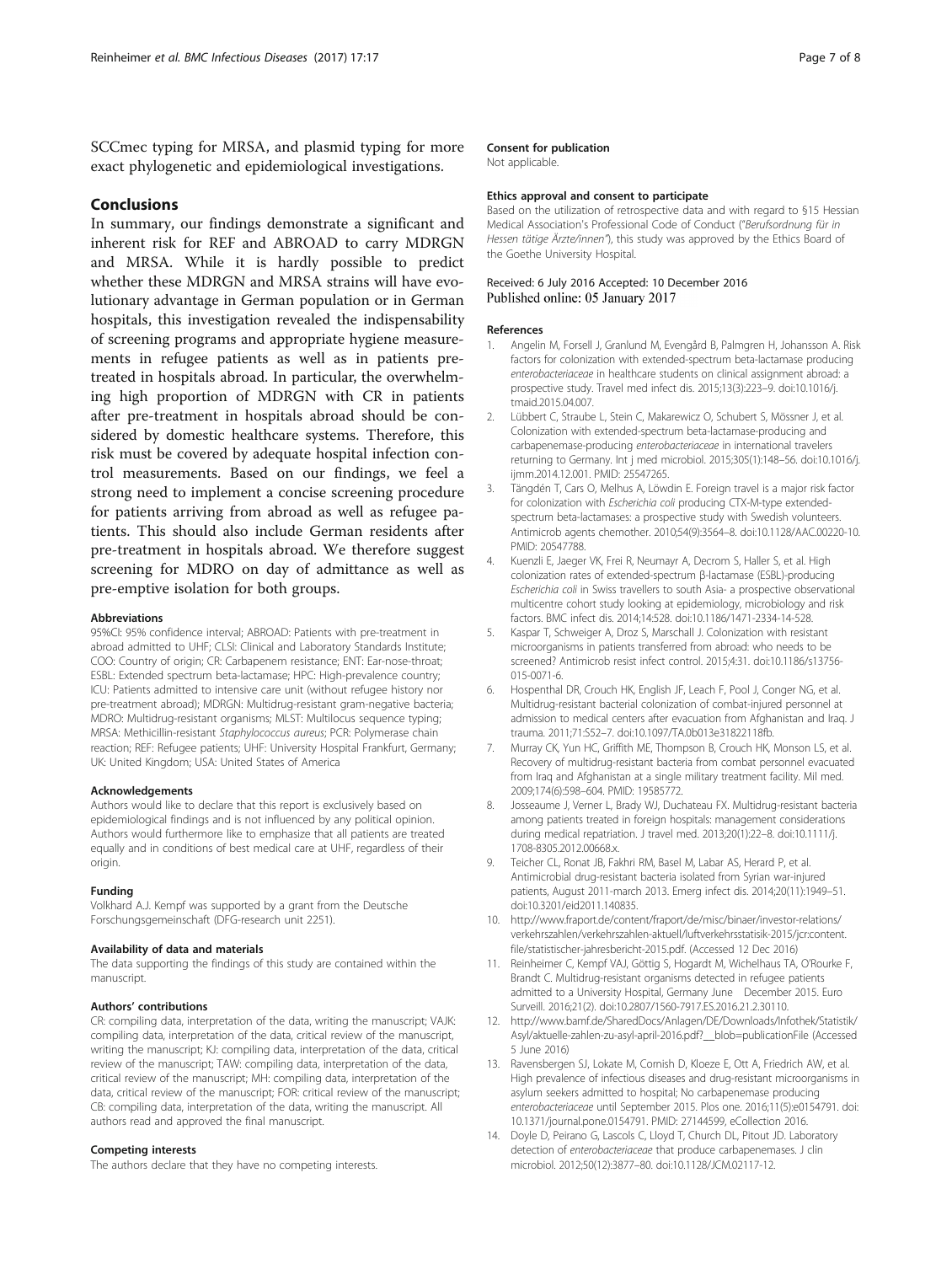SCCmec typing for MRSA, and plasmid typing for more exact phylogenetic and epidemiological investigations.

## Conclusions

In summary, our findings demonstrate a significant and inherent risk for REF and ABROAD to carry MDRGN and MRSA. While it is hardly possible to predict whether these MDRGN and MRSA strains will have evolutionary advantage in German population or in German hospitals, this investigation revealed the indispensability of screening programs and appropriate hygiene measurements in refugee patients as well as in patients pretreated in hospitals abroad. In particular, the overwhelming high proportion of MDRGN with CR in patients after pre-treatment in hospitals abroad should be considered by domestic healthcare systems. Therefore, this risk must be covered by adequate hospital infection control measurements. Based on our findings, we feel a strong need to implement a concise screening procedure for patients arriving from abroad as well as refugee patients. This should also include German residents after pre-treatment in hospitals abroad. We therefore suggest screening for MDRO on day of admittance as well as pre-emptive isolation for both groups.

#### Abbreviations

95%CI: 95% confidence interval; ABROAD: Patients with pre-treatment in abroad admitted to UHF; CLSI: Clinical and Laboratory Standards Institute; COO: Country of origin; CR: Carbapenem resistance; ENT: Ear-nose-throat; ESBL: Extended spectrum beta-lactamase; HPC: High-prevalence country; ICU: Patients admitted to intensive care unit (without refugee history nor pre-treatment abroad); MDRGN: Multidrug-resistant gram-negative bacteria; MDRO: Multidrug-resistant organisms; MLST: Multilocus sequence typing; MRSA: Methicillin-resistant *Staphylococcus aureus*; PCR: Polymerase chain reaction; REF: Refugee patients; UHF: University Hospital Frankfurt, Germany; UK: United Kingdom; USA: United States of America

#### Acknowledgements

Authors would like to declare that this report is exclusively based on epidemiological findings and is not influenced by any political opinion. Authors would furthermore like to emphasize that all patients are treated equally and in conditions of best medical care at UHF, regardless of their origin.

#### Funding

Volkhard A.J. Kempf was supported by a grant from the Deutsche Forschungsgemeinschaft (DFG-research unit 2251).

#### Availability of data and materials

The data supporting the findings of this study are contained within the manuscript.

#### Authors' contributions

CR: compiling data, interpretation of the data, writing the manuscript; VAJK: compiling data, interpretation of the data, critical review of the manuscript, writing the manuscript; KJ: compiling data, interpretation of the data, critical review of the manuscript; TAW: compiling data, interpretation of the data, critical review of the manuscript; MH: compiling data, interpretation of the data, critical review of the manuscript; FOR: critical review of the manuscript; CB: compiling data, interpretation of the data, writing the manuscript. All authors read and approved the final manuscript.

#### Competing interests

The authors declare that they have no competing interests.

#### Consent for publication

Not applicable.

#### Ethics approval and consent to participate

Based on the utilization of retrospective data and with regard to §15 Hessian Medical Association's Professional Code of Conduct ("*Berufsordnung für in Hessen tätige Ärzte/innen*"), this study was approved by the Ethics Board of the Goethe University Hospital.

Received: 6 July 2016 Accepted: 10 December 2016
Published online: 05 January 2017

#### References

1. Angelin M, Forsell J, Granlund M, Evengård B, Palmgren H, Johansson A. Risk factors for colonization with extended-spectrum beta-lactamase producing *enterobacteriaceae* in healthcare students on clinical assignment abroad: a prospective study. Travel med infect dis. 2015;13(3):223–9. doi:10.1016/j.tmaid.2015.04.007.
2. Lübbert C, Straube L, Stein C, Makarewicz O, Schubert S, Mössner J, et al. Colonization with extended-spectrum beta-lactamase-producing and carbapenemase-producing *enterobacteriaceae* in international travelers returning to Germany. Int j med microbiol. 2015;305(1):148–56. doi:10.1016/j.ijmm.2014.12.001. PMID: 25547265.
3. Tängdén T, Cars O, Melhus A, Löwdin E. Foreign travel is a major risk factor for colonization with *Escherichia coli* producing CTX-M-type extended-spectrum beta-lactamases: a prospective study with Swedish volunteers. Antimicrob agents chemother. 2010;54(9):3564–8. doi:10.1128/AAC.00220-10. PMID: 20547788.
4. Kuenzli E, Jaeger VK, Frei R, Neumayr A, Decrom S, Haller S, et al. High colonization rates of extended-spectrum β-lactamase (ESBL)-producing *Escherichia coli* in Swiss travellers to south Asia- a prospective observational multicentre cohort study looking at epidemiology, microbiology and risk factors. BMC infect dis. 2014;14:528. doi:10.1186/1471-2334-14-528.
5. Kaspar T, Schweiger A, Droz S, Marschall J. Colonization with resistant microorganisms in patients transferred from abroad: who needs to be screened? Antimicrob resist infect control. 2015;4:31. doi:10.1186/s13756-015-0071-6.
6. Hospenthal DR, Crouch HK, English JF, Leach F, Pool J, Conger NG, et al. Multidrug-resistant bacterial colonization of combat-injured personnel at admission to medical centers after evacuation from Afghanistan and Iraq. J trauma. 2011;71:S52–7. doi:10.1097/TA.0b013e31822118fb.
7. Murray CK, Yun HC, Griffith ME, Thompson B, Crouch HK, Monson LS, et al. Recovery of multidrug-resistant bacteria from combat personnel evacuated from Iraq and Afghanistan at a single military treatment facility. Mil med. 2009;174(6):598–604. PMID: 19585772.
8. Josseaume J, Verner L, Brady WJ, Duchateau FX. Multidrug-resistant bacteria among patients treated in foreign hospitals: management considerations during medical repatriation. J travel med. 2013;20(1):22–8. doi:10.1111/j.1708-8305.2012.00668.x.
9. Teicher CL, Ronat JB, Fakhri RM, Basel M, Labar AS, Herard P, et al. Antimicrobial drug-resistant bacteria isolated from Syrian war-injured patients, August 2011-march 2013. Emerg infect dis. 2014;20(11):1949–51. doi:10.3201/eid2011.140835.
10. http://www.fraport.de/content/fraport/de/misc/binaer/investor-relations/verkehrszahlen/verkehrszahlen-aktuell/luftverkehrsstatisik-2015/jcr:content.file/statistischer-jahresbericht-2015.pdf. (Accessed 12 Dec 2016)
11. Reinheimer C, Kempf VAJ, Göttig S, Hogardt M, Wichelhaus TA, O'Rourke F, Brandt C. Multidrug-resistant organisms detected in refugee patients admitted to a University Hospital, Germany June December 2015. Euro Surveill. 2016;21(2). doi:10.2807/1560-7917.ES.2016.21.2.30110.
12. http://www.bamf.de/SharedDocs/Anlagen/DE/Downloads/Infothek/Statistik/Asyl/aktuelle-zahlen-zu-asyl-april-2016.pdf?__blob=publicationFile (Accessed 5 June 2016)
13. Ravensbergen SJ, Lokate M, Cornish D, Kloeze E, Ott A, Friedrich AW, et al. High prevalence of infectious diseases and drug-resistant microorganisms in asylum seekers admitted to hospital; No carbapenemase producing *enterobacteriaceae* until September 2015. Plos one. 2016;11(5):e0154791. doi:10.1371/journal.pone.0154791. PMID: 27144599, eCollection 2016.
14. Doyle D, Peirano G, Lascols C, Lloyd T, Church DL, Pitout JD. Laboratory detection of *enterobacteriaceae* that produce carbapenemases. J clin microbiol. 2012;50(12):3877–80. doi:10.1128/JCM.02117-12.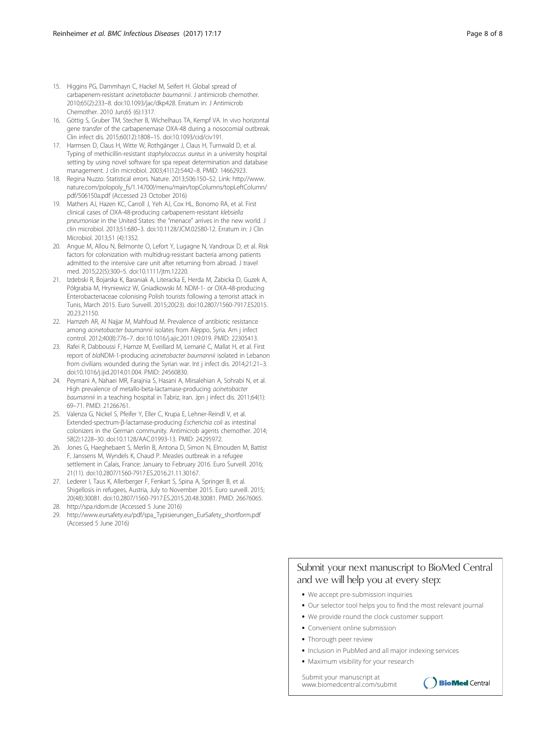15. Higgins PG, Dammhayn C, Hackel M, Seifert H. Global spread of carbapenem-resistant *acinetobacter baumannii*. J antimicrob chemother. 2010;65(2):233–8. doi:10.1093/jac/dkp428. Erratum in: J Antimicrob Chemother. 2010 Jun;65 (6):1317.
16. Göttig S, Gruber TM, Stecher B, Wichelhaus TA, Kempf VA. In vivo horizontal gene transfer of the carbapenemase OXA-48 during a nosocomial outbreak. Clin infect dis. 2015;60(12):1808–15. doi:10.1093/cid/civ191.
17. Harmsen D, Claus H, Witte W, Rothgänger J, Claus H, Turnwald D, et al. Typing of methicillin-resistant *staphylococcus aureus* in a university hospital setting by using novel software for spa repeat determination and database management. J clin microbiol. 2003;41(12):5442–8. PMID: 14662923.
18. Regina Nuzzo. Statistical errors. Nature. 2013;506:150–52. Link: http://www.nature.com/polopoly_fs/1.14700!/menu/main/topColumns/topLeftColumn/pdf/506150a.pdf (Accessed 23 October 2016)
19. Mathers AJ, Hazen KC, Carroll J, Yeh AJ, Cox HL, Bonomo RA, et al. First clinical cases of OXA-48-producing carbapenem-resistant *klebsiella pneumoniae* in the United States: the "menace" arrives in the new world. J clin microbiol. 2013;51:680–3. doi:10.1128/JCM.02580-12. Erratum in: J Clin Microbiol. 2013;51 (4):1352.
20. Angue M, Allou N, Belmonte O, Lefort Y, Lugagne N, Vandroux D, et al. Risk factors for colonization with multidrug-resistant bacteria among patients admitted to the intensive care unit after returning from abroad. J travel med. 2015;22(5):300–5. doi:10.1111/jtm.12220.
21. Izdebski R, Bojarska K, Baraniak A, Literacka E, Herda M, Żabicka D, Guzek A, Półgrabia M, Hryniewicz W, Gniadkowski M. NDM-1- or OXA-48-producing Enterobacteriaceae colonising Polish tourists following a terrorist attack in Tunis, March 2015. Euro Surveill. 2015;20(23). doi:10.2807/1560-7917.ES2015.20.23.21150.
22. Hamzeh AR, Al Najjar M, Mahfoud M. Prevalence of antibiotic resistance among *acinetobacter baumannii* isolates from Aleppo, Syria. Am j infect control. 2012;40(8):776–7. doi:10.1016/j.ajic.2011.09.019. PMID: 22305413.
23. Rafei R, Dabboussi F, Hamze M, Eveillard M, Lemarié C, Mallat H, et al. First report of *bla*NDM-1-producing *acinetobacter baumannii* isolated in Lebanon from civilians wounded during the Syrian war. Int j infect dis. 2014;21:21–3. doi:10.1016/j.ijid.2014.01.004. PMID: 24560830.
24. Peymani A, Nahaei MR, Farajnia S, Hasani A, Mirsalehian A, Sohrabi N, et al. High prevalence of metallo-beta-lactamase-producing *acinetobacter baumannii* in a teaching hospital in Tabriz, Iran. Jpn j infect dis. 2011;64(1):69–71. PMID: 21266761.
25. Valenza G, Nickel S, Pfeifer Y, Eller C, Krupa E, Lehner-Reindl V, et al. Extended-spectrum-β-lactamase-producing *Escherichia coli* as intestinal colonizers in the German community. Antimicrob agents chemother. 2014;58(2):1228–30. doi:10.1128/AAC.01993-13. PMID: 24295972.
26. Jones G, Haeghebaert S, Merlin B, Antona D, Simon N, Elmouden M, Battist F, Janssens M, Wyndels K, Chaud P. Measles outbreak in a refugee settlement in Calais, France: January to February 2016. Euro Surveill. 2016;21(11). doi:10.2807/1560-7917.ES.2016.21.11.30167.
27. Lederer I, Taus K, Allerberger F, Fenkart S, Spina A, Springer B, et al. Shigellosis in refugees, Austria, July to November 2015. Euro surveill. 2015;20(48):30081. doi:10.2807/1560-7917.ES.2015.20.48.30081. PMID: 26676065.
28. http://spa.ridom.de (Accessed 5 June 2016)
29. http://www.eursafety.eu/pdf/spa_Typisierungen_EurSafety_shortform.pdf (Accessed 5 June 2016)

Submit your next manuscript to BioMed Central and we will help you at every step:

- We accept pre-submission inquiries
- Our selector tool helps you to find the most relevant journal
- We provide round the clock customer support
- Convenient online submission
- Thorough peer review
- Inclusion in PubMed and all major indexing services
- Maximum visibility for your research

Submit your manuscript at www.biomedcentral.com/submit

BioMed Central